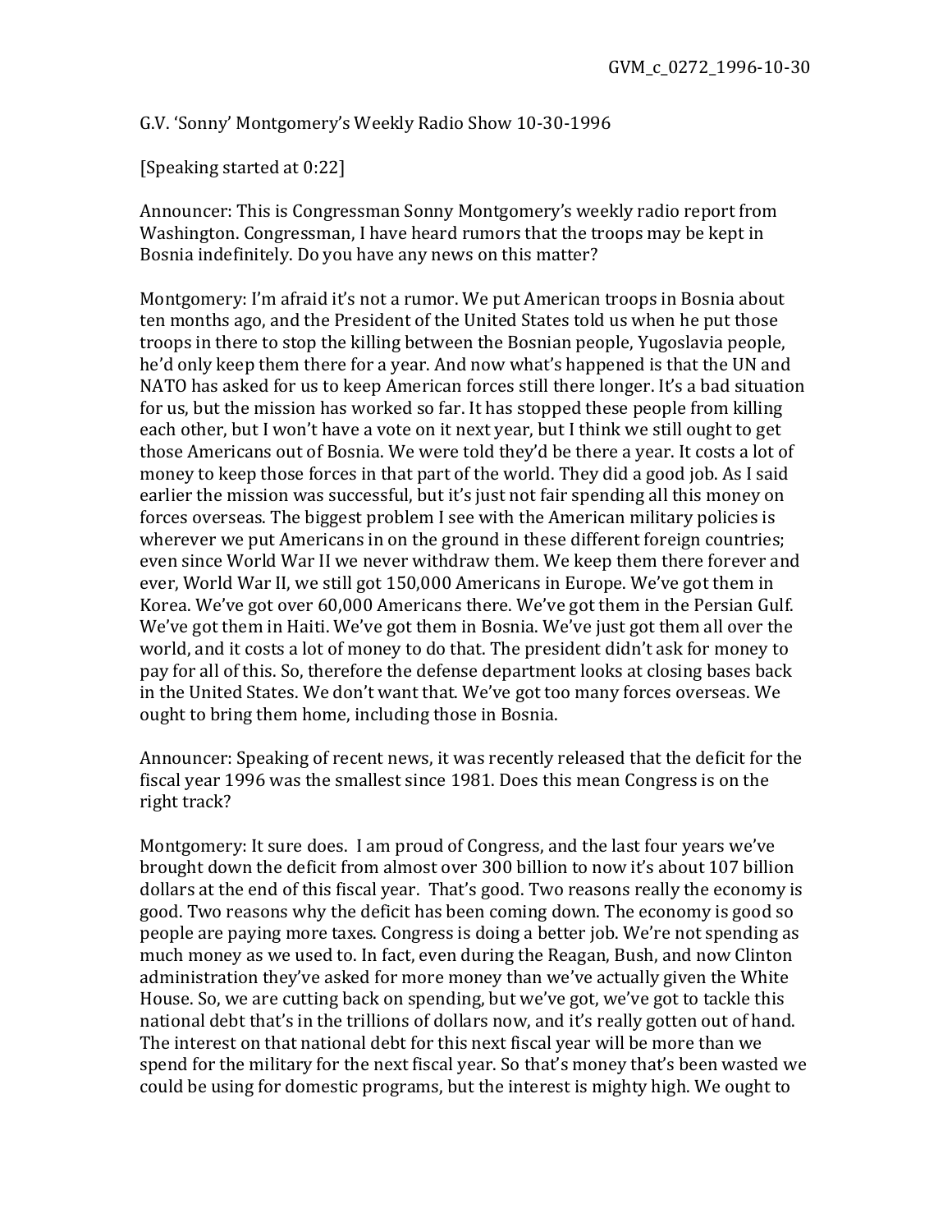G.V. 'Sonny' Montgomery's Weekly Radio Show 10-30-1996

[Speaking started at 0:22]

Announcer: This is Congressman Sonny Montgomery's weekly radio report from Washington. Congressman, I have heard rumors that the troops may be kept in Bosnia indefinitely. Do you have any news on this matter?

Montgomery: I'm afraid it's not a rumor. We put American troops in Bosnia about ten months ago, and the President of the United States told us when he put those troops in there to stop the killing between the Bosnian people, Yugoslavia people, he'd only keep them there for a year. And now what's happened is that the UN and NATO has asked for us to keep American forces still there longer. It's a bad situation for us, but the mission has worked so far. It has stopped these people from killing each other, but I won't have a vote on it next year, but I think we still ought to get those Americans out of Bosnia. We were told they'd be there a year. It costs a lot of money to keep those forces in that part of the world. They did a good job. As I said earlier the mission was successful, but it's just not fair spending all this money on forces overseas. The biggest problem I see with the American military policies is wherever we put Americans in on the ground in these different foreign countries; even since World War II we never withdraw them. We keep them there forever and ever, World War II, we still got 150,000 Americans in Europe. We've got them in Korea. We've got over 60,000 Americans there. We've got them in the Persian Gulf. We've got them in Haiti. We've got them in Bosnia. We've just got them all over the world, and it costs a lot of money to do that. The president didn't ask for money to pay for all of this. So, therefore the defense department looks at closing bases back in the United States. We don't want that. We've got too many forces overseas. We ought to bring them home, including those in Bosnia.

Announcer: Speaking of recent news, it was recently released that the deficit for the fiscal year 1996 was the smallest since 1981. Does this mean Congress is on the right track?

Montgomery: It sure does. I am proud of Congress, and the last four years we've brought down the deficit from almost over 300 billion to now it's about 107 billion dollars at the end of this fiscal year. That's good. Two reasons really the economy is good. Two reasons why the deficit has been coming down. The economy is good so people are paying more taxes. Congress is doing a better job. We're not spending as much money as we used to. In fact, even during the Reagan, Bush, and now Clinton administration they've asked for more money than we've actually given the White House. So, we are cutting back on spending, but we've got, we've got to tackle this national debt that's in the trillions of dollars now, and it's really gotten out of hand. The interest on that national debt for this next fiscal year will be more than we spend for the military for the next fiscal year. So that's money that's been wasted we could be using for domestic programs, but the interest is mighty high. We ought to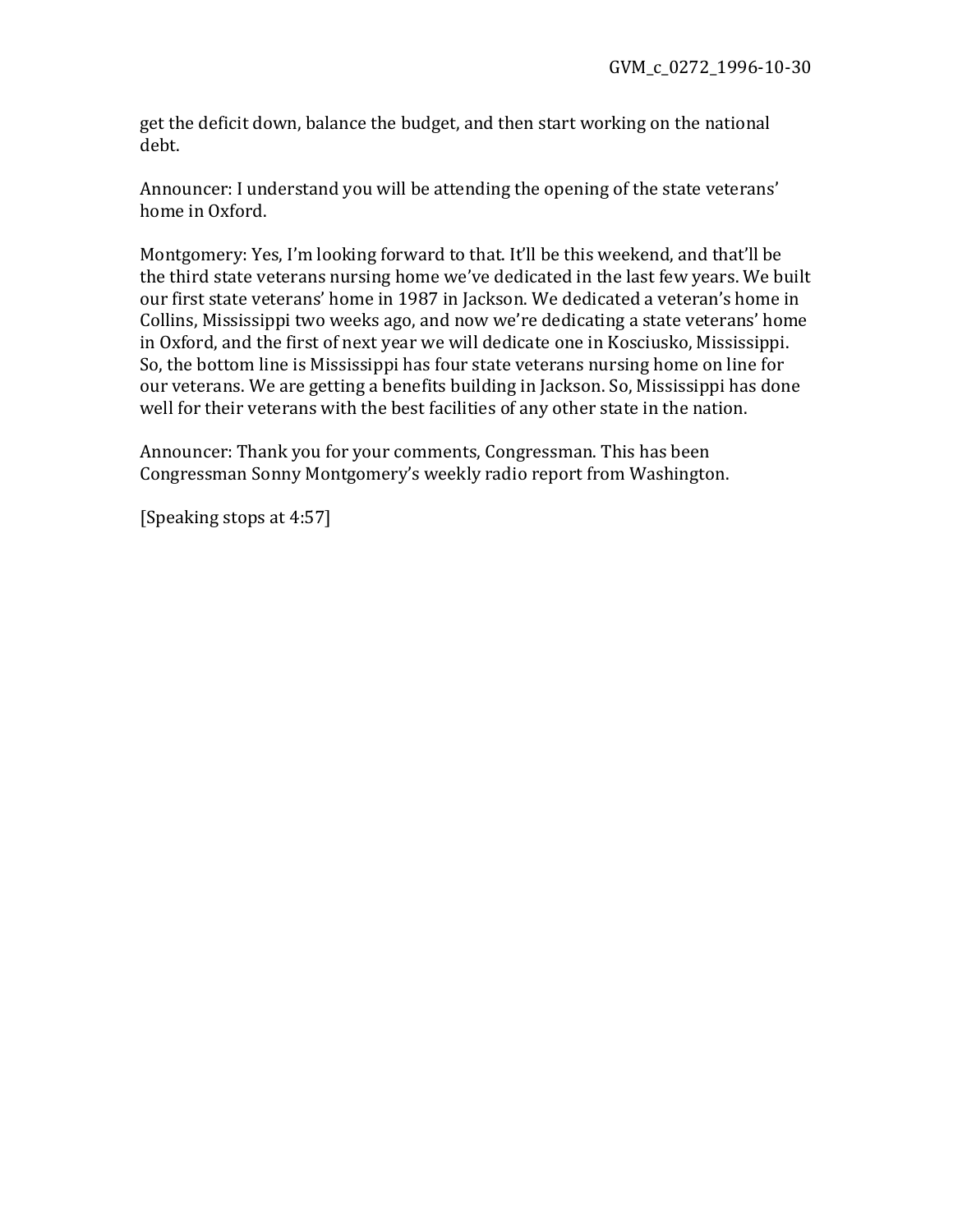get the deficit down, balance the budget, and then start working on the national debt.

Announcer: I understand you will be attending the opening of the state veterans' home in Oxford.

Montgomery: Yes, I'm looking forward to that. It'll be this weekend, and that'll be the third state veterans nursing home we've dedicated in the last few years. We built our first state veterans' home in 1987 in Jackson. We dedicated a veteran's home in Collins, Mississippi two weeks ago, and now we're dedicating a state veterans' home in Oxford, and the first of next year we will dedicate one in Kosciusko, Mississippi. So, the bottom line is Mississippi has four state veterans nursing home on line for our veterans. We are getting a benefits building in Jackson. So, Mississippi has done well for their veterans with the best facilities of any other state in the nation.

Announcer: Thank you for your comments, Congressman. This has been Congressman Sonny Montgomery's weekly radio report from Washington.

[Speaking stops at 4:57]